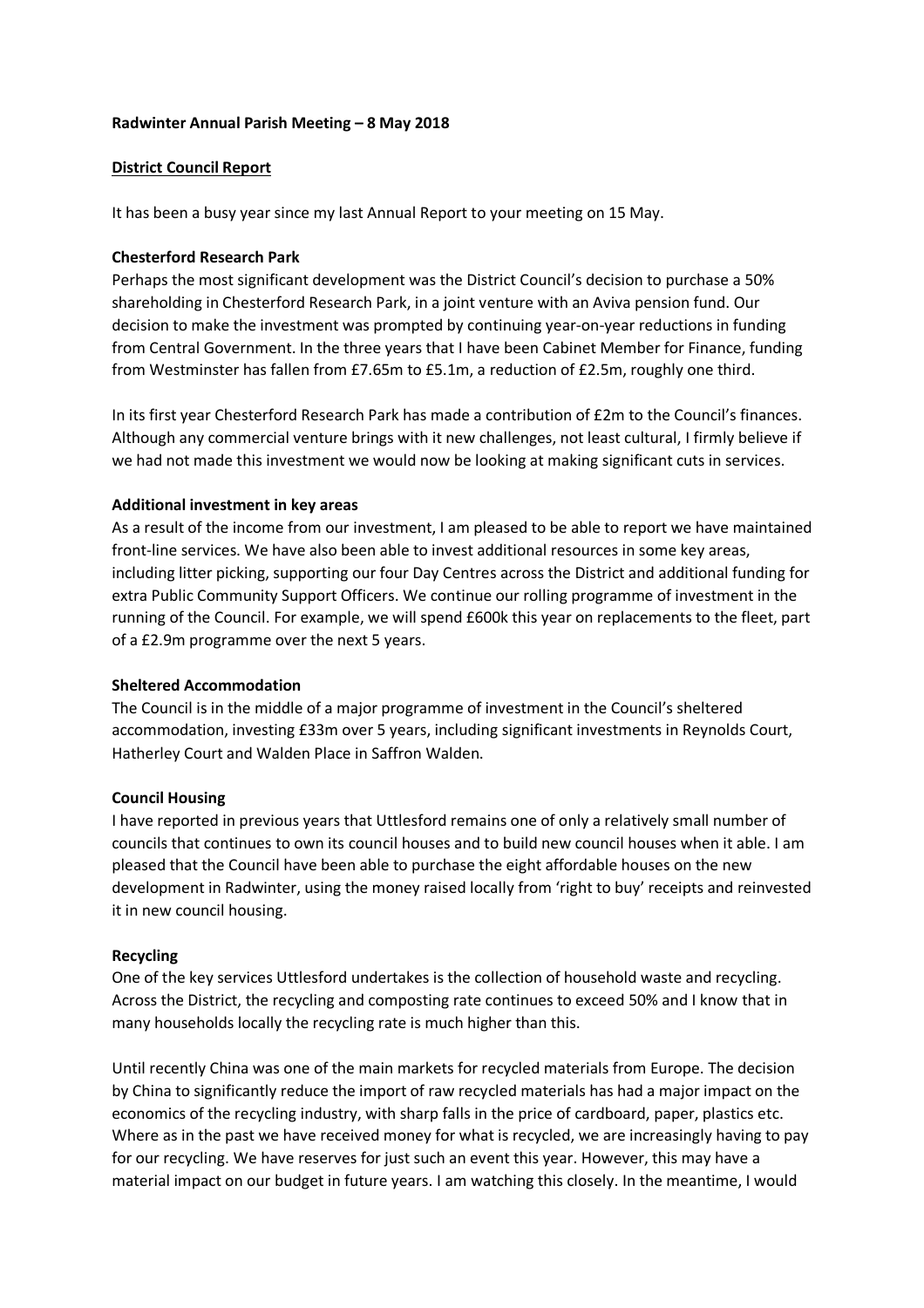**Radwinter Annual Parish Meeting – 8 May 2018**

**District Council Report**

It has been a busy year since my last Annual Report to your meeting on 15 May.

**Chesterford Research Park**

Perhaps the most significant development was the District Council's decision to purchase a 50% shareholding in Chesterford Research Park, in a joint venture with an Aviva pension fund. Our decision to make the investment was prompted by continuing year-on-year reductions in funding from Central Government. In the three years that I have been Cabinet Member for Finance, funding from Westminster has fallen from £7.65m to £5.1m, a reduction of £2.5m, roughly one third.

In its first year Chesterford Research Park has made a contribution of £2m to the Council's finances. Although any commercial venture brings with it new challenges, not least cultural, I firmly believe if we had not made this investment we would now be looking at making significant cuts in services.

**Additional investment in key areas**

As a result of the income from our investment, I am pleased to be able to report we have maintained front-line services. We have also been able to invest additional resources in some key areas, including litter picking, supporting our four Day Centres across the District and additional funding for extra Public Community Support Officers. We continue our rolling programme of investment in the running of the Council. For example, we will spend £600k this year on replacements to the fleet, part of a £2.9m programme over the next 5 years.

**Sheltered Accommodation**

The Council is in the middle of a major programme of investment in the Council's sheltered accommodation, investing £33m over 5 years, including significant investments in Reynolds Court, Hatherley Court and Walden Place in Saffron Walden.

**Council Housing**

I have reported in previous years that Uttlesford remains one of only a relatively small number of councils that continues to own its council houses and to build new council houses when it able. I am pleased that the Council have been able to purchase the eight affordable houses on the new development in Radwinter, using the money raised locally from 'right to buy' receipts and reinvested it in new council housing.

**Recycling**

One of the key services Uttlesford undertakes is the collection of household waste and recycling. Across the District, the recycling and composting rate continues to exceed 50% and I know that in many households locally the recycling rate is much higher than this.

Until recently China was one of the main markets for recycled materials from Europe. The decision by China to significantly reduce the import of raw recycled materials has had a major impact on the economics of the recycling industry, with sharp falls in the price of cardboard, paper, plastics etc. Where as in the past we have received money for what is recycled, we are increasingly having to pay for our recycling. We have reserves for just such an event this year. However, this may have a material impact on our budget in future years. I am watching this closely. In the meantime, I would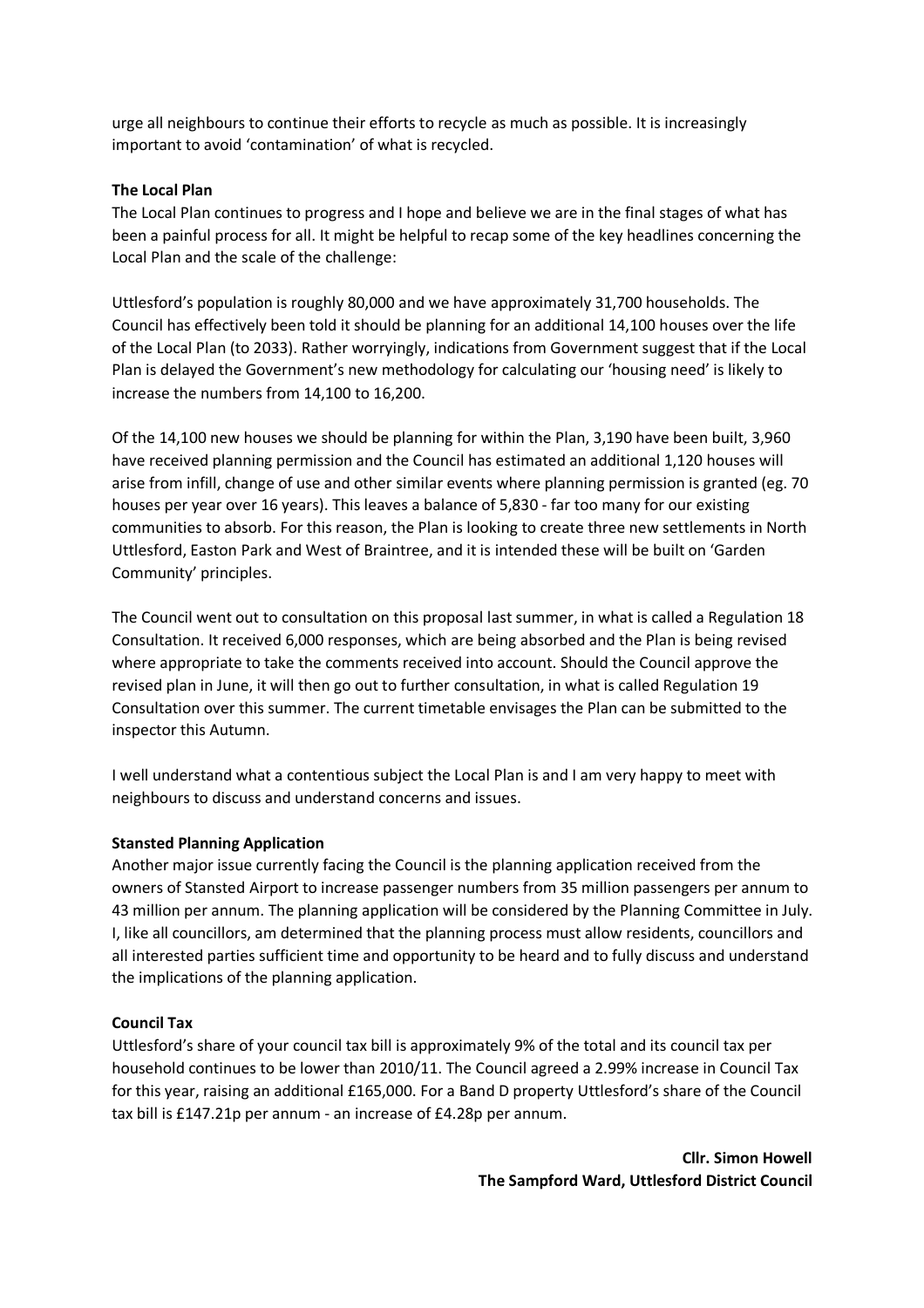urge all neighbours to continue their efforts to recycle as much as possible. It is increasingly important to avoid 'contamination' of what is recycled.

**The Local Plan**

The Local Plan continues to progress and I hope and believe we are in the final stages of what has been a painful process for all. It might be helpful to recap some of the key headlines concerning the Local Plan and the scale of the challenge:

Uttlesford's population is roughly 80,000 and we have approximately 31,700 households. The Council has effectively been told it should be planning for an additional 14,100 houses over the life of the Local Plan (to 2033). Rather worryingly, indications from Government suggest that if the Local Plan is delayed the Government's new methodology for calculating our 'housing need' is likely to increase the numbers from 14,100 to 16,200.

Of the 14,100 new houses we should be planning for within the Plan, 3,190 have been built, 3,960 have received planning permission and the Council has estimated an additional 1,120 houses will arise from infill, change of use and other similar events where planning permission is granted (eg. 70 houses per year over 16 years). This leaves a balance of 5,830 - far too many for our existing communities to absorb. For this reason, the Plan is looking to create three new settlements in North Uttlesford, Easton Park and West of Braintree, and it is intended these will be built on 'Garden Community' principles.

The Council went out to consultation on this proposal last summer, in what is called a Regulation 18 Consultation. It received 6,000 responses, which are being absorbed and the Plan is being revised where appropriate to take the comments received into account. Should the Council approve the revised plan in June, it will then go out to further consultation, in what is called Regulation 19 Consultation over this summer. The current timetable envisages the Plan can be submitted to the inspector this Autumn.

I well understand what a contentious subject the Local Plan is and I am very happy to meet with neighbours to discuss and understand concerns and issues.

**Stansted Planning Application**

Another major issue currently facing the Council is the planning application received from the owners of Stansted Airport to increase passenger numbers from 35 million passengers per annum to 43 million per annum. The planning application will be considered by the Planning Committee in July. I, like all councillors, am determined that the planning process must allow residents, councillors and all interested parties sufficient time and opportunity to be heard and to fully discuss and understand the implications of the planning application.

**Council Tax**

Uttlesford's share of your council tax bill is approximately 9% of the total and its council tax per household continues to be lower than 2010/11. The Council agreed a 2.99% increase in Council Tax for this year, raising an additional £165,000. For a Band D property Uttlesford's share of the Council tax bill is £147.21p per annum - an increase of £4.28p per annum.

**Cllr. Simon Howell**
**The Sampford Ward, Uttlesford District Council**